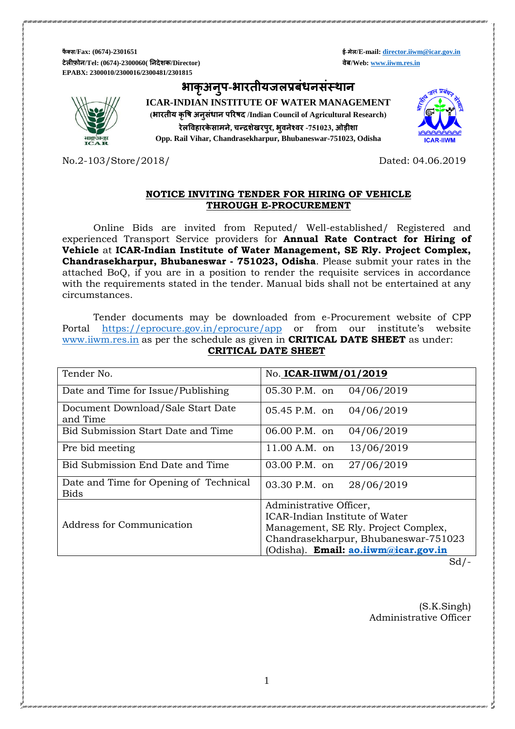फैक्स/Fax: (0674)-2301651
टेलीफ़ोन/Tel: (0674)-2300060( निदेशक/Director)
EPABX: 2300010/2300016/2300481/2301815

ई-मेल/E-mail: director.iiwm@icar.gov.in
वेब/Web: www.iiwm.res.in

# भाकृअनुप-भारतीयजलप्रबंधनसंस्थान

**ICAR-INDIAN INSTITUTE OF WATER MANAGEMENT**
**(भारतीय कृषि अनुसंधान परिषद /Indian Council of Agricultural Research)**
**रेलविहारकेसामने, चन्द्रशेखरपुर, भुवनेश्वर -751023, ओड़ीशा**
**Opp. Rail Vihar, Chandrasekharpur, Bhubaneswar-751023, Odisha**

No.2-103/Store/2018/ Dated: 04.06.2019

## NOTICE INVITING TENDER FOR HIRING OF VEHICLE THROUGH E-PROCUREMENT

Online Bids are invited from Reputed/ Well-established/ Registered and experienced Transport Service providers for **Annual Rate Contract for Hiring of Vehicle** at **ICAR-Indian Institute of Water Management, SE Rly. Project Complex, Chandrasekharpur, Bhubaneswar - 751023, Odisha**. Please submit your rates in the attached BoQ, if you are in a position to render the requisite services in accordance with the requirements stated in the tender. Manual bids shall not be entertained at any circumstances.

Tender documents may be downloaded from e-Procurement website of CPP Portal https://eprocure.gov.in/eprocure/app or from our institute's website www.iiwm.res.in as per the schedule as given in **CRITICAL DATE SHEET** as under:

### CRITICAL DATE SHEET

| Tender No. | No. **ICAR-IIWM/01/2019** |
|---|---|
| Date and Time for Issue/Publishing | 05.30 P.M. on 04/06/2019 |
| Document Download/Sale Start Date and Time | 05.45 P.M. on 04/06/2019 |
| Bid Submission Start Date and Time | 06.00 P.M. on 04/06/2019 |
| Pre bid meeting | 11.00 A.M. on 13/06/2019 |
| Bid Submission End Date and Time | 03.00 P.M. on 27/06/2019 |
| Date and Time for Opening of Technical Bids | 03.30 P.M. on 28/06/2019 |
| Address for Communication | Administrative Officer, ICAR-Indian Institute of Water Management, SE Rly. Project Complex, Chandrasekharpur, Bhubaneswar-751023 (Odisha). **Email: ao.iiwm@icar.gov.in** |

Sd/-

(S.K.Singh)
Administrative Officer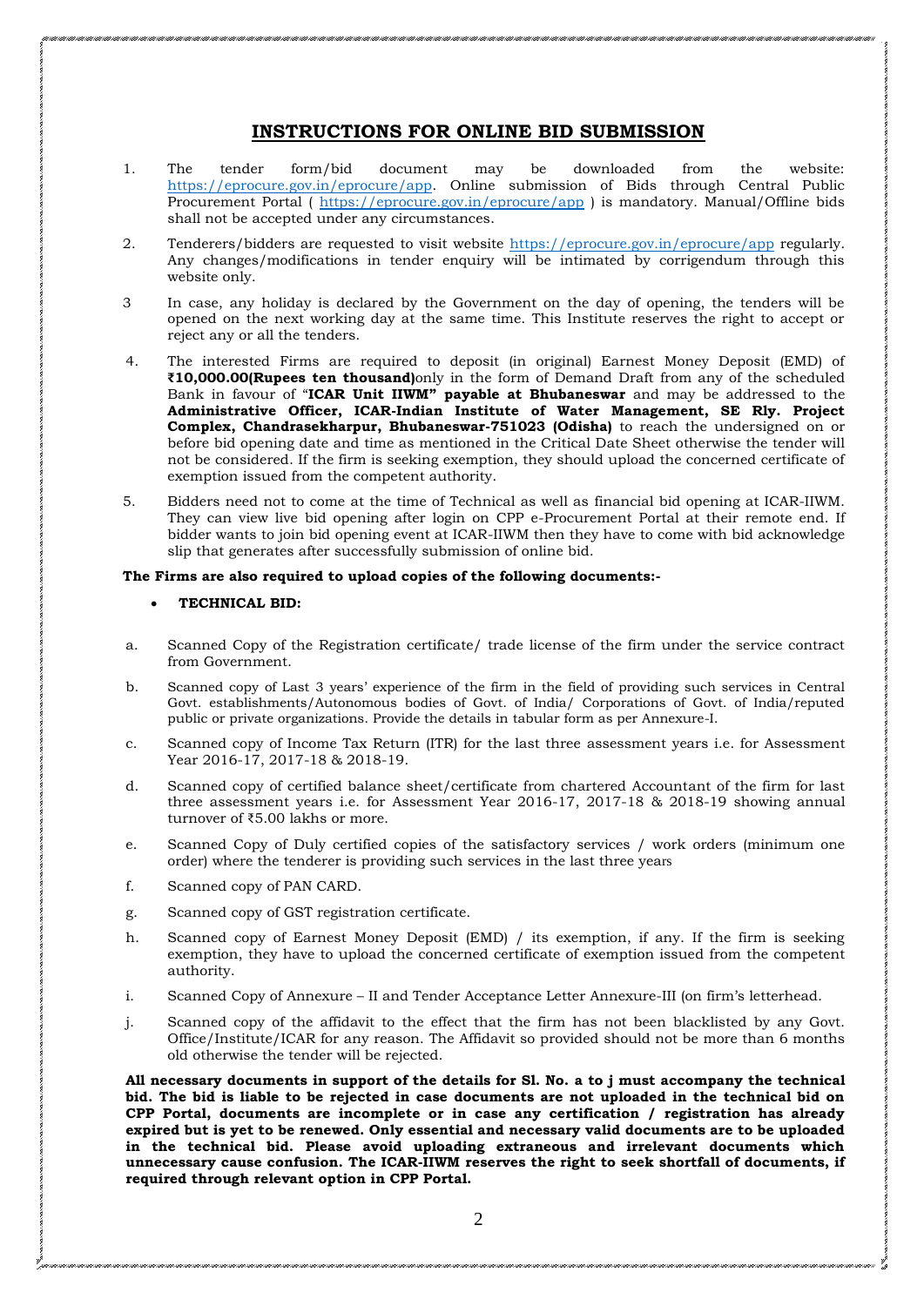## INSTRUCTIONS FOR ONLINE BID SUBMISSION

1. The tender form/bid document may be downloaded from the website: https://eprocure.gov.in/eprocure/app. Online submission of Bids through Central Public Procurement Portal ( https://eprocure.gov.in/eprocure/app ) is mandatory. Manual/Offline bids shall not be accepted under any circumstances.

2. Tenderers/bidders are requested to visit website https://eprocure.gov.in/eprocure/app regularly. Any changes/modifications in tender enquiry will be intimated by corrigendum through this website only.

3. In case, any holiday is declared by the Government on the day of opening, the tenders will be opened on the next working day at the same time. This Institute reserves the right to accept or reject any or all the tenders.

4. The interested Firms are required to deposit (in original) Earnest Money Deposit (EMD) of **₹10,000.00(Rupees ten thousand)**only in the form of Demand Draft from any of the scheduled Bank in favour of "**ICAR Unit IIWM" payable at Bhubaneswar** and may be addressed to the **Administrative Officer, ICAR-Indian Institute of Water Management, SE Rly. Project Complex, Chandrasekharpur, Bhubaneswar-751023 (Odisha)** to reach the undersigned on or before bid opening date and time as mentioned in the Critical Date Sheet otherwise the tender will not be considered. If the firm is seeking exemption, they should upload the concerned certificate of exemption issued from the competent authority.

5. Bidders need not to come at the time of Technical as well as financial bid opening at ICAR-IIWM. They can view live bid opening after login on CPP e-Procurement Portal at their remote end. If bidder wants to join bid opening event at ICAR-IIWM then they have to come with bid acknowledge slip that generates after successfully submission of online bid.

**The Firms are also required to upload copies of the following documents:-**

- **TECHNICAL BID:**

a. Scanned Copy of the Registration certificate/ trade license of the firm under the service contract from Government.

b. Scanned copy of Last 3 years' experience of the firm in the field of providing such services in Central Govt. establishments/Autonomous bodies of Govt. of India/ Corporations of Govt. of India/reputed public or private organizations. Provide the details in tabular form as per Annexure-I.

c. Scanned copy of Income Tax Return (ITR) for the last three assessment years i.e. for Assessment Year 2016-17, 2017-18 & 2018-19.

d. Scanned copy of certified balance sheet/certificate from chartered Accountant of the firm for last three assessment years i.e. for Assessment Year 2016-17, 2017-18 & 2018-19 showing annual turnover of ₹5.00 lakhs or more.

e. Scanned Copy of Duly certified copies of the satisfactory services / work orders (minimum one order) where the tenderer is providing such services in the last three years

f. Scanned copy of PAN CARD.

g. Scanned copy of GST registration certificate.

h. Scanned copy of Earnest Money Deposit (EMD) / its exemption, if any. If the firm is seeking exemption, they have to upload the concerned certificate of exemption issued from the competent authority.

i. Scanned Copy of Annexure – II and Tender Acceptance Letter Annexure-III (on firm's letterhead.

j. Scanned copy of the affidavit to the effect that the firm has not been blacklisted by any Govt. Office/Institute/ICAR for any reason. The Affidavit so provided should not be more than 6 months old otherwise the tender will be rejected.

**All necessary documents in support of the details for Sl. No. a to j must accompany the technical bid. The bid is liable to be rejected in case documents are not uploaded in the technical bid on CPP Portal, documents are incomplete or in case any certification / registration has already expired but is yet to be renewed. Only essential and necessary valid documents are to be uploaded in the technical bid. Please avoid uploading extraneous and irrelevant documents which unnecessary cause confusion. The ICAR-IIWM reserves the right to seek shortfall of documents, if required through relevant option in CPP Portal.**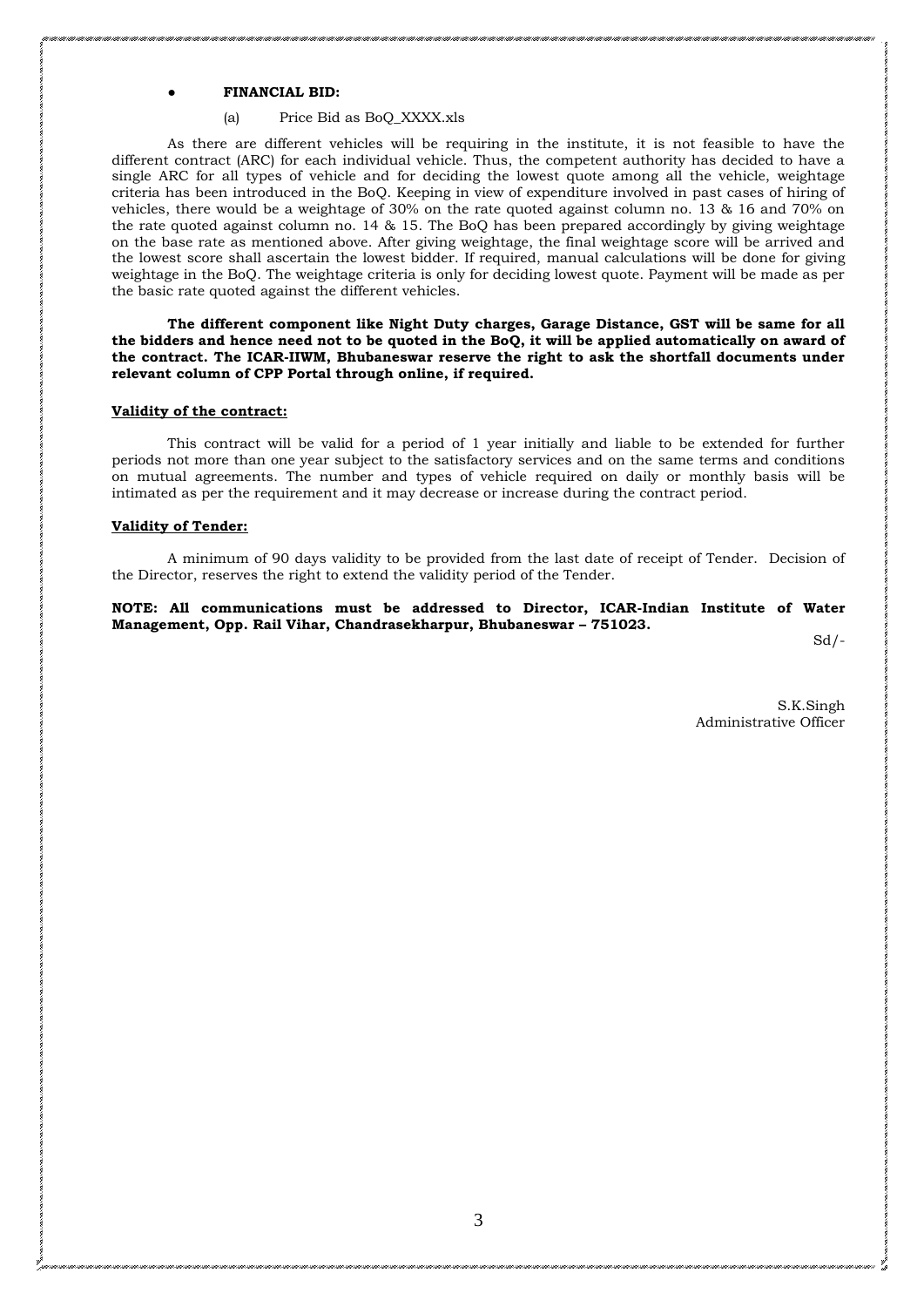- **FINANCIAL BID:**

  (a) Price Bid as BoQ_XXXX.xls

As there are different vehicles will be requiring in the institute, it is not feasible to have the different contract (ARC) for each individual vehicle. Thus, the competent authority has decided to have a single ARC for all types of vehicle and for deciding the lowest quote among all the vehicle, weightage criteria has been introduced in the BoQ. Keeping in view of expenditure involved in past cases of hiring of vehicles, there would be a weightage of 30% on the rate quoted against column no. 13 & 16 and 70% on the rate quoted against column no. 14 & 15. The BoQ has been prepared accordingly by giving weightage on the base rate as mentioned above. After giving weightage, the final weightage score will be arrived and the lowest score shall ascertain the lowest bidder. If required, manual calculations will be done for giving weightage in the BoQ. The weightage criteria is only for deciding lowest quote. Payment will be made as per the basic rate quoted against the different vehicles.

**The different component like Night Duty charges, Garage Distance, GST will be same for all the bidders and hence need not to be quoted in the BoQ, it will be applied automatically on award of the contract. The ICAR-IIWM, Bhubaneswar reserve the right to ask the shortfall documents under relevant column of CPP Portal through online, if required.**

**<u>Validity of the contract:</u>**

This contract will be valid for a period of 1 year initially and liable to be extended for further periods not more than one year subject to the satisfactory services and on the same terms and conditions on mutual agreements. The number and types of vehicle required on daily or monthly basis will be intimated as per the requirement and it may decrease or increase during the contract period.

**<u>Validity of Tender:</u>**

A minimum of 90 days validity to be provided from the last date of receipt of Tender. Decision of the Director, reserves the right to extend the validity period of the Tender.

**NOTE: All communications must be addressed to Director, ICAR-Indian Institute of Water Management, Opp. Rail Vihar, Chandrasekharpur, Bhubaneswar – 751023.**

Sd/-

S.K.Singh
Administrative Officer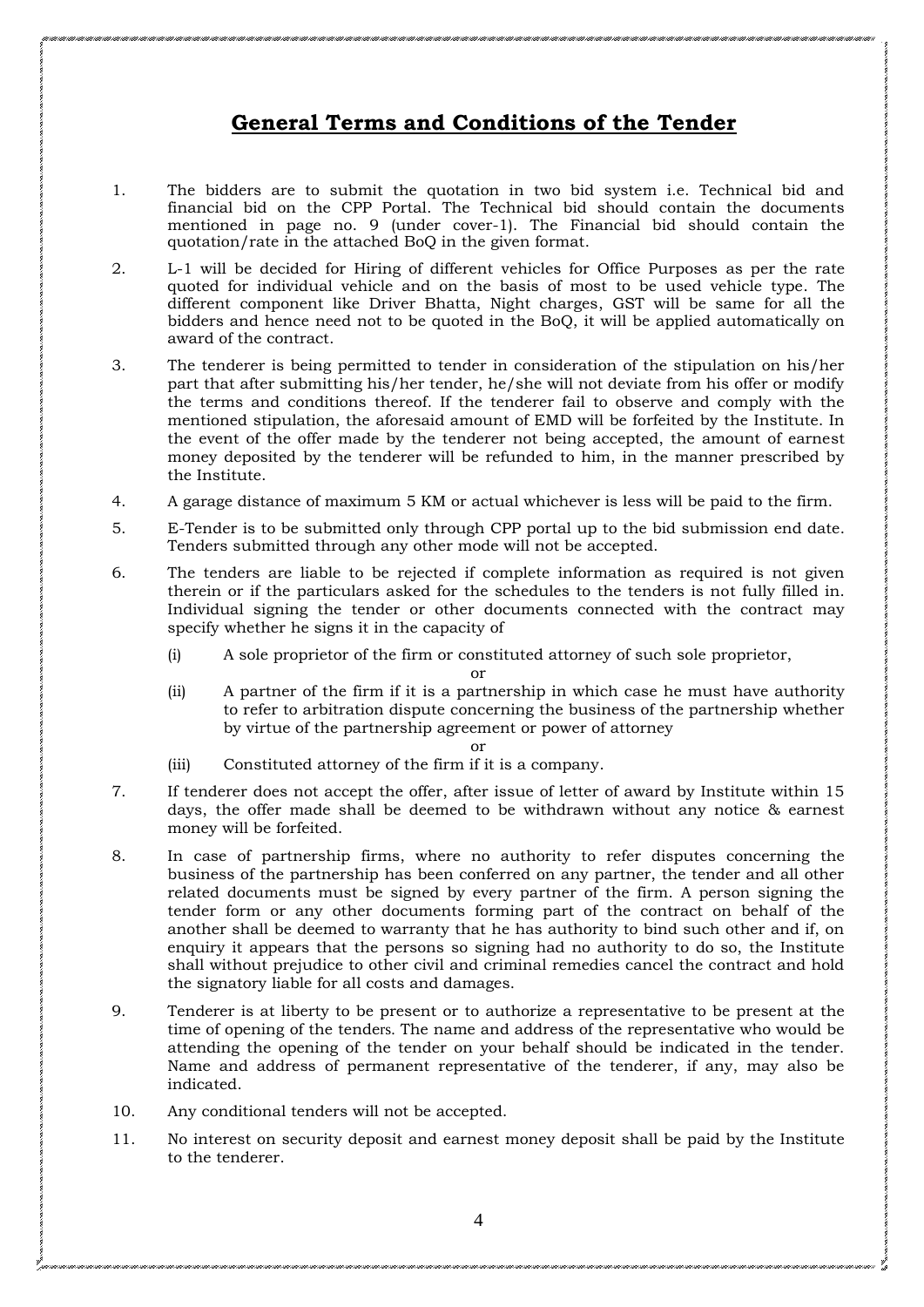## General Terms and Conditions of the Tender

1. The bidders are to submit the quotation in two bid system i.e. Technical bid and financial bid on the CPP Portal. The Technical bid should contain the documents mentioned in page no. 9 (under cover-1). The Financial bid should contain the quotation/rate in the attached BoQ in the given format.

2. L-1 will be decided for Hiring of different vehicles for Office Purposes as per the rate quoted for individual vehicle and on the basis of most to be used vehicle type. The different component like Driver Bhatta, Night charges, GST will be same for all the bidders and hence need not to be quoted in the BoQ, it will be applied automatically on award of the contract.

3. The tenderer is being permitted to tender in consideration of the stipulation on his/her part that after submitting his/her tender, he/she will not deviate from his offer or modify the terms and conditions thereof. If the tenderer fail to observe and comply with the mentioned stipulation, the aforesaid amount of EMD will be forfeited by the Institute. In the event of the offer made by the tenderer not being accepted, the amount of earnest money deposited by the tenderer will be refunded to him, in the manner prescribed by the Institute.

4. A garage distance of maximum 5 KM or actual whichever is less will be paid to the firm.

5. E-Tender is to be submitted only through CPP portal up to the bid submission end date. Tenders submitted through any other mode will not be accepted.

6. The tenders are liable to be rejected if complete information as required is not given therein or if the particulars asked for the schedules to the tenders is not fully filled in. Individual signing the tender or other documents connected with the contract may specify whether he signs it in the capacity of

   (i) A sole proprietor of the firm or constituted attorney of such sole proprietor,

   or

   (ii) A partner of the firm if it is a partnership in which case he must have authority to refer to arbitration dispute concerning the business of the partnership whether by virtue of the partnership agreement or power of attorney

   or

   (iii) Constituted attorney of the firm if it is a company.

7. If tenderer does not accept the offer, after issue of letter of award by Institute within 15 days, the offer made shall be deemed to be withdrawn without any notice & earnest money will be forfeited.

8. In case of partnership firms, where no authority to refer disputes concerning the business of the partnership has been conferred on any partner, the tender and all other related documents must be signed by every partner of the firm. A person signing the tender form or any other documents forming part of the contract on behalf of the another shall be deemed to warranty that he has authority to bind such other and if, on enquiry it appears that the persons so signing had no authority to do so, the Institute shall without prejudice to other civil and criminal remedies cancel the contract and hold the signatory liable for all costs and damages.

9. Tenderer is at liberty to be present or to authorize a representative to be present at the time of opening of the tenders. The name and address of the representative who would be attending the opening of the tender on your behalf should be indicated in the tender. Name and address of permanent representative of the tenderer, if any, may also be indicated.

10. Any conditional tenders will not be accepted.

11. No interest on security deposit and earnest money deposit shall be paid by the Institute to the tenderer.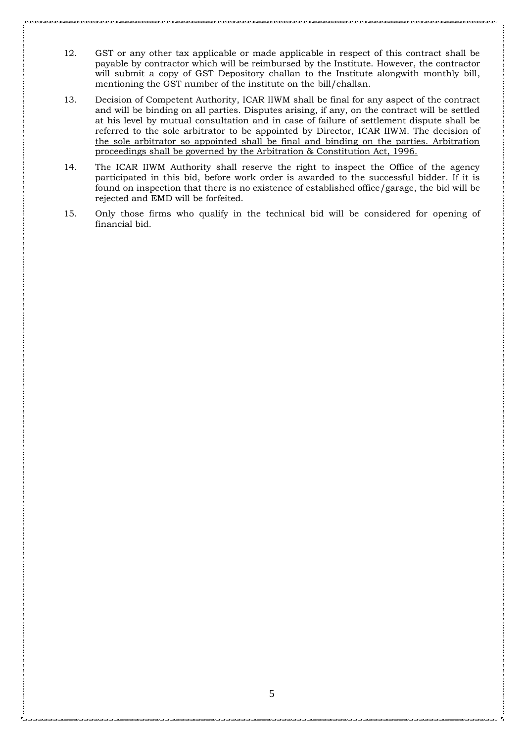12. GST or any other tax applicable or made applicable in respect of this contract shall be payable by contractor which will be reimbursed by the Institute. However, the contractor will submit a copy of GST Depository challan to the Institute alongwith monthly bill, mentioning the GST number of the institute on the bill/challan.

13. Decision of Competent Authority, ICAR IIWM shall be final for any aspect of the contract and will be binding on all parties. Disputes arising, if any, on the contract will be settled at his level by mutual consultation and in case of failure of settlement dispute shall be referred to the sole arbitrator to be appointed by Director, ICAR IIWM. <u>The decision of the sole arbitrator so appointed shall be final and binding on the parties. Arbitration proceedings shall be governed by the Arbitration & Constitution Act, 1996.</u>

14. The ICAR IIWM Authority shall reserve the right to inspect the Office of the agency participated in this bid, before work order is awarded to the successful bidder. If it is found on inspection that there is no existence of established office/garage, the bid will be rejected and EMD will be forfeited.

15. Only those firms who qualify in the technical bid will be considered for opening of financial bid.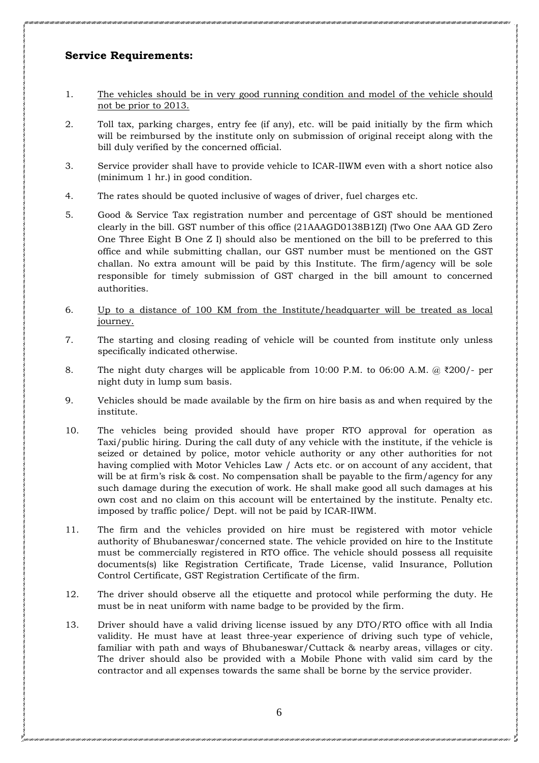## Service Requirements:

1. <u>The vehicles should be in very good running condition and model of the vehicle should not be prior to 2013.</u>
2. Toll tax, parking charges, entry fee (if any), etc. will be paid initially by the firm which will be reimbursed by the institute only on submission of original receipt along with the bill duly verified by the concerned official.
3. Service provider shall have to provide vehicle to ICAR-IIWM even with a short notice also (minimum 1 hr.) in good condition.
4. The rates should be quoted inclusive of wages of driver, fuel charges etc.
5. Good & Service Tax registration number and percentage of GST should be mentioned clearly in the bill. GST number of this office (21AAAGD0138B1ZI) (Two One AAA GD Zero One Three Eight B One Z I) should also be mentioned on the bill to be preferred to this office and while submitting challan, our GST number must be mentioned on the GST challan. No extra amount will be paid by this Institute. The firm/agency will be sole responsible for timely submission of GST charged in the bill amount to concerned authorities.
6. <u>Up to a distance of 100 KM from the Institute/headquarter will be treated as local journey.</u>
7. The starting and closing reading of vehicle will be counted from institute only unless specifically indicated otherwise.
8. The night duty charges will be applicable from 10:00 P.M. to 06:00 A.M. @ ₹200/- per night duty in lump sum basis.
9. Vehicles should be made available by the firm on hire basis as and when required by the institute.
10. The vehicles being provided should have proper RTO approval for operation as Taxi/public hiring. During the call duty of any vehicle with the institute, if the vehicle is seized or detained by police, motor vehicle authority or any other authorities for not having complied with Motor Vehicles Law / Acts etc. or on account of any accident, that will be at firm's risk & cost. No compensation shall be payable to the firm/agency for any such damage during the execution of work. He shall make good all such damages at his own cost and no claim on this account will be entertained by the institute. Penalty etc. imposed by traffic police/ Dept. will not be paid by ICAR-IIWM.
11. The firm and the vehicles provided on hire must be registered with motor vehicle authority of Bhubaneswar/concerned state. The vehicle provided on hire to the Institute must be commercially registered in RTO office. The vehicle should possess all requisite documents(s) like Registration Certificate, Trade License, valid Insurance, Pollution Control Certificate, GST Registration Certificate of the firm.
12. The driver should observe all the etiquette and protocol while performing the duty. He must be in neat uniform with name badge to be provided by the firm.
13. Driver should have a valid driving license issued by any DTO/RTO office with all India validity. He must have at least three-year experience of driving such type of vehicle, familiar with path and ways of Bhubaneswar/Cuttack & nearby areas, villages or city. The driver should also be provided with a Mobile Phone with valid sim card by the contractor and all expenses towards the same shall be borne by the service provider.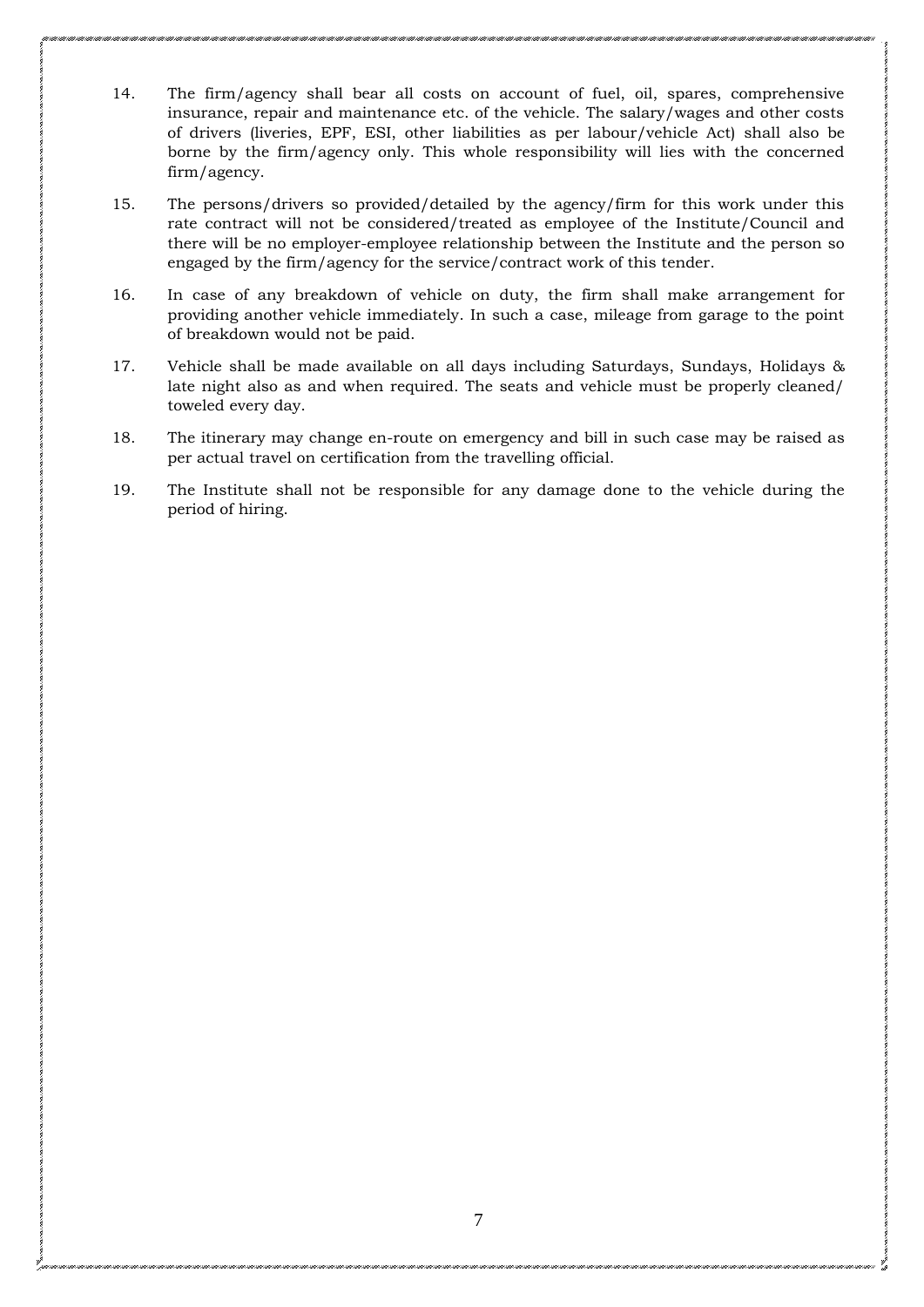14. The firm/agency shall bear all costs on account of fuel, oil, spares, comprehensive insurance, repair and maintenance etc. of the vehicle. The salary/wages and other costs of drivers (liveries, EPF, ESI, other liabilities as per labour/vehicle Act) shall also be borne by the firm/agency only. This whole responsibility will lies with the concerned firm/agency.

15. The persons/drivers so provided/detailed by the agency/firm for this work under this rate contract will not be considered/treated as employee of the Institute/Council and there will be no employer-employee relationship between the Institute and the person so engaged by the firm/agency for the service/contract work of this tender.

16. In case of any breakdown of vehicle on duty, the firm shall make arrangement for providing another vehicle immediately. In such a case, mileage from garage to the point of breakdown would not be paid.

17. Vehicle shall be made available on all days including Saturdays, Sundays, Holidays & late night also as and when required. The seats and vehicle must be properly cleaned/ toweled every day.

18. The itinerary may change en-route on emergency and bill in such case may be raised as per actual travel on certification from the travelling official.

19. The Institute shall not be responsible for any damage done to the vehicle during the period of hiring.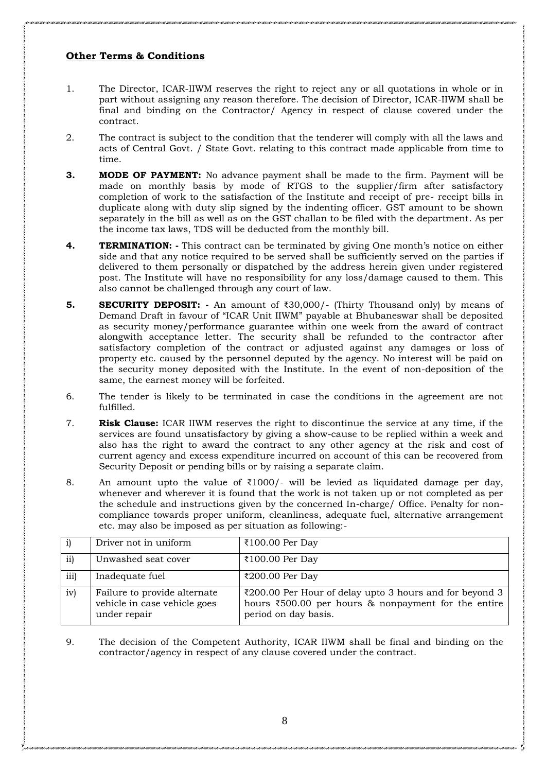## **Other Terms & Conditions**

1. The Director, ICAR-IIWM reserves the right to reject any or all quotations in whole or in part without assigning any reason therefore. The decision of Director, ICAR-IIWM shall be final and binding on the Contractor/ Agency in respect of clause covered under the contract.

2. The contract is subject to the condition that the tenderer will comply with all the laws and acts of Central Govt. / State Govt. relating to this contract made applicable from time to time.

3. **MODE OF PAYMENT:** No advance payment shall be made to the firm. Payment will be made on monthly basis by mode of RTGS to the supplier/firm after satisfactory completion of work to the satisfaction of the Institute and receipt of pre- receipt bills in duplicate along with duty slip signed by the indenting officer. GST amount to be shown separately in the bill as well as on the GST challan to be filed with the department. As per the income tax laws, TDS will be deducted from the monthly bill.

4. **TERMINATION: -** This contract can be terminated by giving One month's notice on either side and that any notice required to be served shall be sufficiently served on the parties if delivered to them personally or dispatched by the address herein given under registered post. The Institute will have no responsibility for any loss/damage caused to them. This also cannot be challenged through any court of law.

5. **SECURITY DEPOSIT: -** An amount of ₹30,000/- (Thirty Thousand only) by means of Demand Draft in favour of "ICAR Unit IIWM" payable at Bhubaneswar shall be deposited as security money/performance guarantee within one week from the award of contract alongwith acceptance letter. The security shall be refunded to the contractor after satisfactory completion of the contract or adjusted against any damages or loss of property etc. caused by the personnel deputed by the agency. No interest will be paid on the security money deposited with the Institute. In the event of non-deposition of the same, the earnest money will be forfeited.

6. The tender is likely to be terminated in case the conditions in the agreement are not fulfilled.

7. **Risk Clause:** ICAR IIWM reserves the right to discontinue the service at any time, if the services are found unsatisfactory by giving a show-cause to be replied within a week and also has the right to award the contract to any other agency at the risk and cost of current agency and excess expenditure incurred on account of this can be recovered from Security Deposit or pending bills or by raising a separate claim.

8. An amount upto the value of ₹1000/- will be levied as liquidated damage per day, whenever and wherever it is found that the work is not taken up or not completed as per the schedule and instructions given by the concerned In-charge/ Office. Penalty for non-compliance towards proper uniform, cleanliness, adequate fuel, alternative arrangement etc. may also be imposed as per situation as following:-

| | | |
|---|---|---|
| i) | Driver not in uniform | ₹100.00 Per Day |
| ii) | Unwashed seat cover | ₹100.00 Per Day |
| iii) | Inadequate fuel | ₹200.00 Per Day |
| iv) | Failure to provide alternate vehicle in case vehicle goes under repair | ₹200.00 Per Hour of delay upto 3 hours and for beyond 3 hours ₹500.00 per hours & nonpayment for the entire period on day basis. |

9. The decision of the Competent Authority, ICAR IIWM shall be final and binding on the contractor/agency in respect of any clause covered under the contract.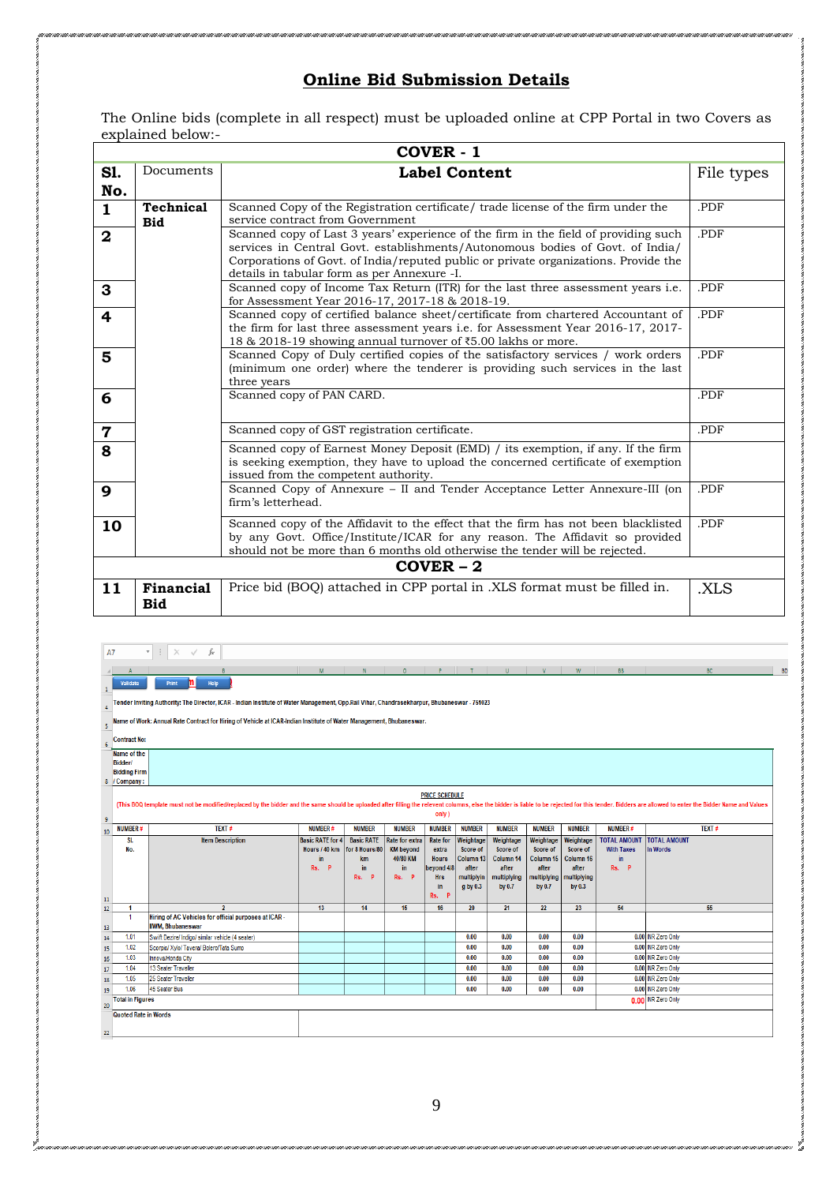# Online Bid Submission Details

The Online bids (complete in all respect) must be uploaded online at CPP Portal in two Covers as explained below:-

| **COVER - 1** | | | |
|---|---|---|---|
| **Sl. No.** | Documents | **Label Content** | File types |
| **1** | **Technical Bid** | Scanned Copy of the Registration certificate/ trade license of the firm under the service contract from Government | .PDF |
| **2** | | Scanned copy of Last 3 years' experience of the firm in the field of providing such services in Central Govt. establishments/Autonomous bodies of Govt. of India/ Corporations of Govt. of India/reputed public or private organizations. Provide the details in tabular form as per Annexure -I. | .PDF |
| **3** | | Scanned copy of Income Tax Return (ITR) for the last three assessment years i.e. for Assessment Year 2016-17, 2017-18 & 2018-19. | .PDF |
| **4** | | Scanned copy of certified balance sheet/certificate from chartered Accountant of the firm for last three assessment years i.e. for Assessment Year 2016-17, 2017-18 & 2018-19 showing annual turnover of ₹5.00 lakhs or more. | .PDF |
| **5** | | Scanned Copy of Duly certified copies of the satisfactory services / work orders (minimum one order) where the tenderer is providing such services in the last three years | .PDF |
| **6** | | Scanned copy of PAN CARD. | .PDF |
| **7** | | Scanned copy of GST registration certificate. | .PDF |
| **8** | | Scanned copy of Earnest Money Deposit (EMD) / its exemption, if any. If the firm is seeking exemption, they have to upload the concerned certificate of exemption issued from the competent authority. | |
| **9** | | Scanned Copy of Annexure – II and Tender Acceptance Letter Annexure-III (on firm's letterhead. | .PDF |
| **10** | | Scanned copy of the Affidavit to the effect that the firm has not been blacklisted by any Govt. Office/Institute/ICAR for any reason. The Affidavit so provided should not be more than 6 months old otherwise the tender will be rejected. | .PDF |
| **COVER – 2** | | | |
| **11** | **Financial Bid** | Price bid (BOQ) attached in CPP portal in .XLS format must be filled in. | .XLS |

Tender Inviting Authority: The Director, ICAR - Indian Institute of Water Management, Opp.Rail Vihar, Chandrasekharpur, Bhubaneswar - 751023

Name of Work: Annual Rate Contract for Hiring of Vehicle at ICAR-Indian Institute of Water Management, Bhubaneswar.

Contract No:

Name of the Bidder/ Bidding Firm / Company :

PRICE SCHEDULE

(This BOQ template must not be modified/replaced by the bidder and the same should be uploaded after filling the relevent columns, else the bidder is liable to be rejected for this tender. Bidders are allowed to enter the Bidder Name and Values only )

| NUMBER # | TEXT # | NUMBER # | NUMBER | NUMBER | NUMBER | NUMBER | NUMBER | NUMBER | NUMBER | NUMBER # | TEXT # |
|---|---|---|---|---|---|---|---|---|---|---|---|
| Sl. No. | Item Description | Basic RATE for 4 Hours / 40 km in Rs. P | Basic RATE for 8 Hours/80 km in Rs. P | Rate for extra KM beyond 40/80 KM in Rs. P | Rate for extra Hours beyond 4/8 Hrs in Rs. P | Weightage Score of Column 13 after multiplying by 0.3 | Weightage Score of Column 14 after multiplying by 0.7 | Weightage Score of Column 15 after multiplying by 0.7 | Weightage Score of Column 16 after multiplying by 0.3 | TOTAL AMOUNT With Taxes in Rs. P | TOTAL AMOUNT In Words |
| 1 | 2 | 13 | 14 | 15 | 16 | 20 | 21 | 22 | 23 | 54 | 55 |
| 1 | Hiring of AC Vehicles for official purposes at ICAR - IIWM, Bhubaneswar | | | | | | | | | | |
| 1.01 | Swift Dezire/ Indigo/ similar vehicle (4 seater) | | | | | 0.00 | 0.00 | 0.00 | 0.00 | 0.00 | INR Zero Only |
| 1.02 | Scorpio/ Xylo/ Tavera/ Bolero/Tata Sumo | | | | | 0.00 | 0.00 | 0.00 | 0.00 | 0.00 | INR Zero Only |
| 1.03 | Innova/Honda City | | | | | 0.00 | 0.00 | 0.00 | 0.00 | 0.00 | INR Zero Only |
| 1.04 | 13 Seater Traveller | | | | | 0.00 | 0.00 | 0.00 | 0.00 | 0.00 | INR Zero Only |
| 1.05 | 25 Seater Traveller | | | | | 0.00 | 0.00 | 0.00 | 0.00 | 0.00 | INR Zero Only |
| 1.06 | 45 Seater Bus | | | | | 0.00 | 0.00 | 0.00 | 0.00 | 0.00 | INR Zero Only |
| Total in Figures | | | | | | | | | | 0.00 | INR Zero Only |
| Quoted Rate in Words | | | | | | | | | | | |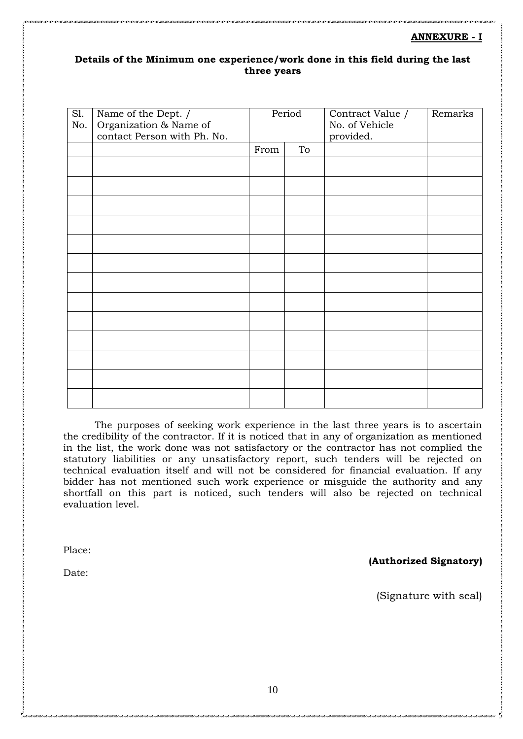**ANNEXURE - I**

**Details of the Minimum one experience/work done in this field during the last three years**

| Sl. No. | Name of the Dept. / Organization & Name of contact Person with Ph. No. | Period | | Contract Value / No. of Vehicle provided. | Remarks |
|---|---|---|---|---|---|
| | | From | To | | |
| | | | | | |
| | | | | | |
| | | | | | |
| | | | | | |
| | | | | | |
| | | | | | |
| | | | | | |
| | | | | | |
| | | | | | |
| | | | | | |
| | | | | | |
| | | | | | |
| | | | | | |

The purposes of seeking work experience in the last three years is to ascertain the credibility of the contractor. If it is noticed that in any of organization as mentioned in the list, the work done was not satisfactory or the contractor has not complied the statutory liabilities or any unsatisfactory report, such tenders will be rejected on technical evaluation itself and will not be considered for financial evaluation. If any bidder has not mentioned such work experience or misguide the authority and any shortfall on this part is noticed, such tenders will also be rejected on technical evaluation level.

Place:

**(Authorized Signatory)**

Date:

(Signature with seal)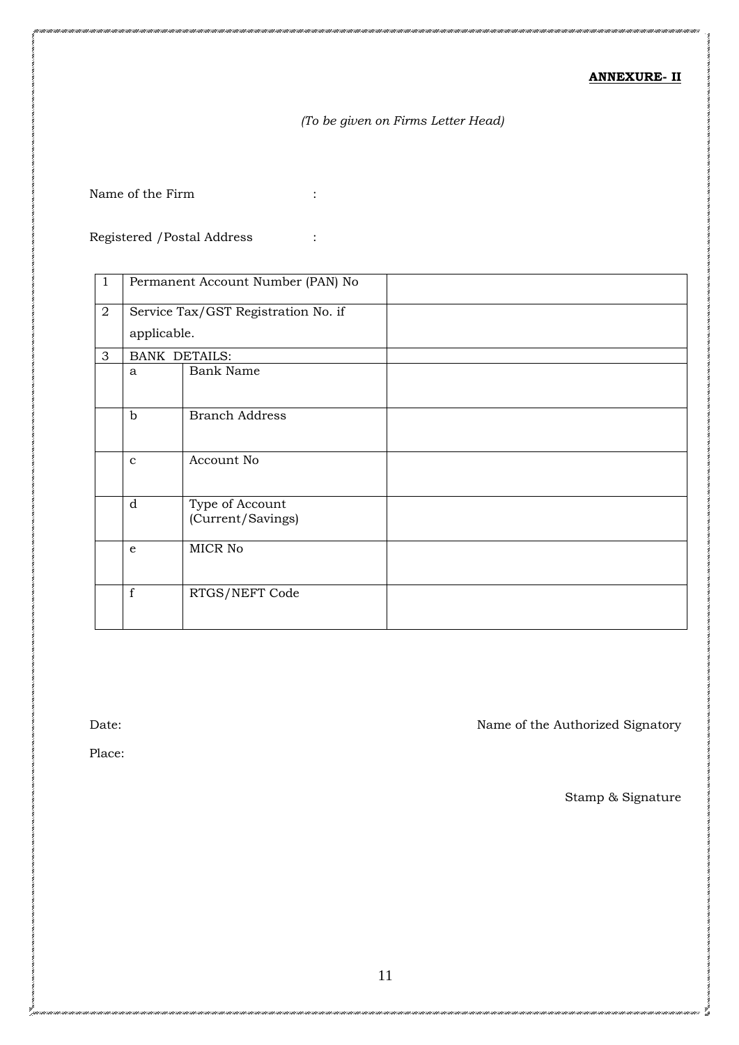**ANNEXURE- II**

*(To be given on Firms Letter Head)*

Name of the Firm :

Registered /Postal Address :

| | | | |
|---|---|---|---|
| 1 | Permanent Account Number (PAN) No | | |
| 2 | Service Tax/GST Registration No. if applicable. | | |
| 3 | BANK DETAILS: | | |
| | a | Bank Name | |
| | b | Branch Address | |
| | c | Account No | |
| | d | Type of Account (Current/Savings) | |
| | e | MICR No | |
| | f | RTGS/NEFT Code | |

Date:

Place:

Name of the Authorized Signatory

Stamp & Signature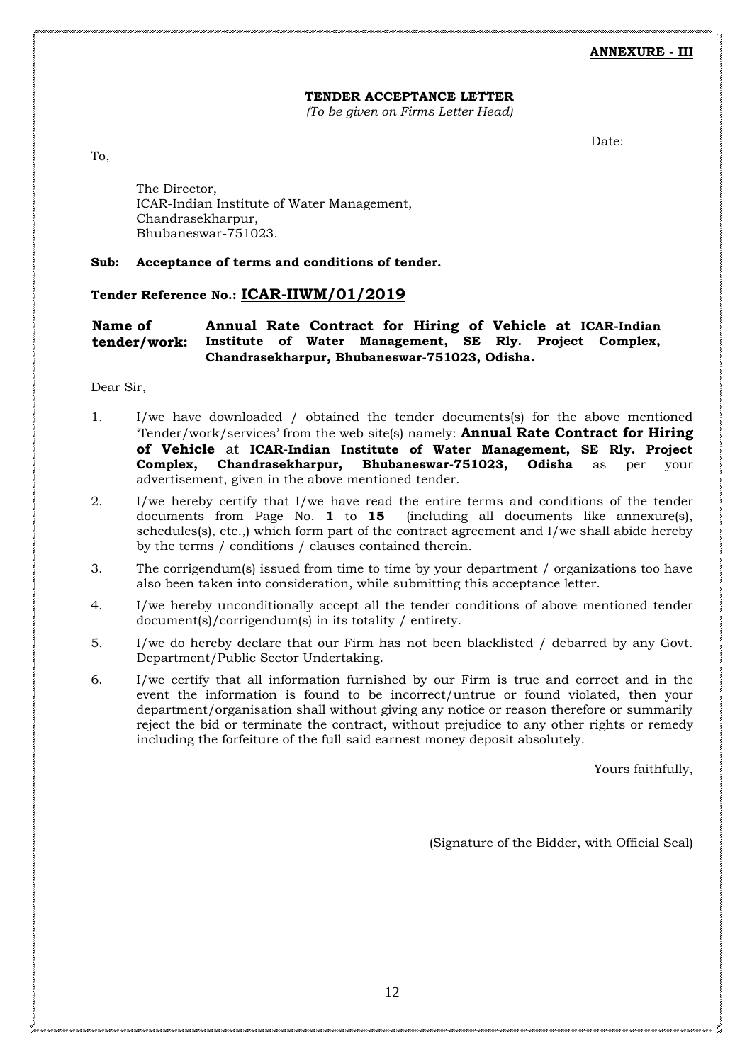**ANNEXURE - III**

## TENDER ACCEPTANCE LETTER

*(To be given on Firms Letter Head)*

Date:

To,

The Director,
ICAR-Indian Institute of Water Management,
Chandrasekharpur,
Bhubaneswar-751023.

**Sub: Acceptance of terms and conditions of tender.**

**Tender Reference No.: ICAR-IIWM/01/2019**

**Name of tender/work: Annual Rate Contract for Hiring of Vehicle at ICAR-Indian Institute of Water Management, SE Rly. Project Complex, Chandrasekharpur, Bhubaneswar-751023, Odisha.**

Dear Sir,

1. I/we have downloaded / obtained the tender documents(s) for the above mentioned 'Tender/work/services' from the web site(s) namely: **Annual Rate Contract for Hiring of Vehicle** at **ICAR-Indian Institute of Water Management, SE Rly. Project Complex, Chandrasekharpur, Bhubaneswar-751023, Odisha** as per your advertisement, given in the above mentioned tender.
2. I/we hereby certify that I/we have read the entire terms and conditions of the tender documents from Page No. **1** to **15** (including all documents like annexure(s), schedules(s), etc.,) which form part of the contract agreement and I/we shall abide hereby by the terms / conditions / clauses contained therein.
3. The corrigendum(s) issued from time to time by your department / organizations too have also been taken into consideration, while submitting this acceptance letter.
4. I/we hereby unconditionally accept all the tender conditions of above mentioned tender document(s)/corrigendum(s) in its totality / entirety.
5. I/we do hereby declare that our Firm has not been blacklisted / debarred by any Govt. Department/Public Sector Undertaking.
6. I/we certify that all information furnished by our Firm is true and correct and in the event the information is found to be incorrect/untrue or found violated, then your department/organisation shall without giving any notice or reason therefore or summarily reject the bid or terminate the contract, without prejudice to any other rights or remedy including the forfeiture of the full said earnest money deposit absolutely.

Yours faithfully,

(Signature of the Bidder, with Official Seal)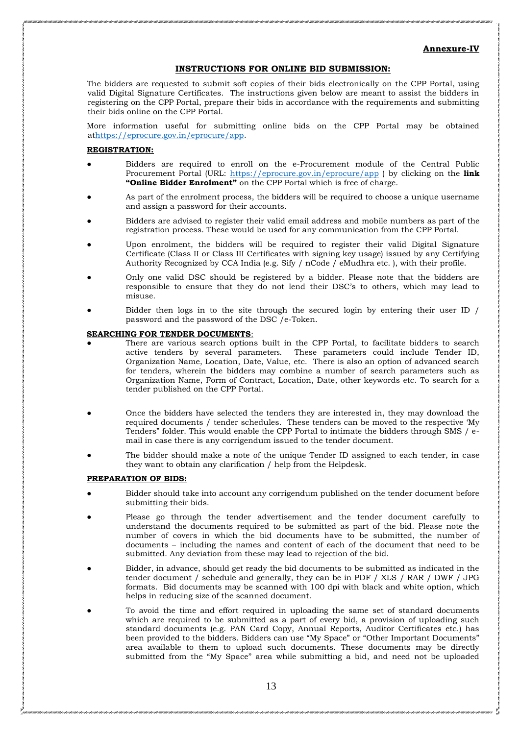**Annexure-IV**

## INSTRUCTIONS FOR ONLINE BID SUBMISSION:

The bidders are requested to submit soft copies of their bids electronically on the CPP Portal, using valid Digital Signature Certificates. The instructions given below are meant to assist the bidders in registering on the CPP Portal, prepare their bids in accordance with the requirements and submitting their bids online on the CPP Portal.

More information useful for submitting online bids on the CPP Portal may be obtained athttps://eprocure.gov.in/eprocure/app.

### REGISTRATION:

- Bidders are required to enroll on the e-Procurement module of the Central Public Procurement Portal (URL: https://eprocure.gov.in/eprocure/app ) by clicking on the **link "Online Bidder Enrolment"** on the CPP Portal which is free of charge.
- As part of the enrolment process, the bidders will be required to choose a unique username and assign a password for their accounts.
- Bidders are advised to register their valid email address and mobile numbers as part of the registration process. These would be used for any communication from the CPP Portal.
- Upon enrolment, the bidders will be required to register their valid Digital Signature Certificate (Class II or Class III Certificates with signing key usage) issued by any Certifying Authority Recognized by CCA India (e.g. Sify / nCode / eMudhra etc. ), with their profile.
- Only one valid DSC should be registered by a bidder. Please note that the bidders are responsible to ensure that they do not lend their DSC's to others, which may lead to misuse.
- Bidder then logs in to the site through the secured login by entering their user ID / password and the password of the DSC /e-Token.

### SEARCHING FOR TENDER DOCUMENTS:

- There are various search options built in the CPP Portal, to facilitate bidders to search active tenders by several parameters. These parameters could include Tender ID, Organization Name, Location, Date, Value, etc. There is also an option of advanced search for tenders, wherein the bidders may combine a number of search parameters such as Organization Name, Form of Contract, Location, Date, other keywords etc. To search for a tender published on the CPP Portal.
- Once the bidders have selected the tenders they are interested in, they may download the required documents / tender schedules. These tenders can be moved to the respective 'My Tenders" folder. This would enable the CPP Portal to intimate the bidders through SMS / e-mail in case there is any corrigendum issued to the tender document.
- The bidder should make a note of the unique Tender ID assigned to each tender, in case they want to obtain any clarification / help from the Helpdesk.

### PREPARATION OF BIDS:

- Bidder should take into account any corrigendum published on the tender document before submitting their bids.
- Please go through the tender advertisement and the tender document carefully to understand the documents required to be submitted as part of the bid. Please note the number of covers in which the bid documents have to be submitted, the number of documents – including the names and content of each of the document that need to be submitted. Any deviation from these may lead to rejection of the bid.
- Bidder, in advance, should get ready the bid documents to be submitted as indicated in the tender document / schedule and generally, they can be in PDF / XLS / RAR / DWF / JPG formats. Bid documents may be scanned with 100 dpi with black and white option, which helps in reducing size of the scanned document.
- To avoid the time and effort required in uploading the same set of standard documents which are required to be submitted as a part of every bid, a provision of uploading such standard documents (e.g. PAN Card Copy, Annual Reports, Auditor Certificates etc.) has been provided to the bidders. Bidders can use "My Space" or "Other Important Documents" area available to them to upload such documents. These documents may be directly submitted from the "My Space" area while submitting a bid, and need not be uploaded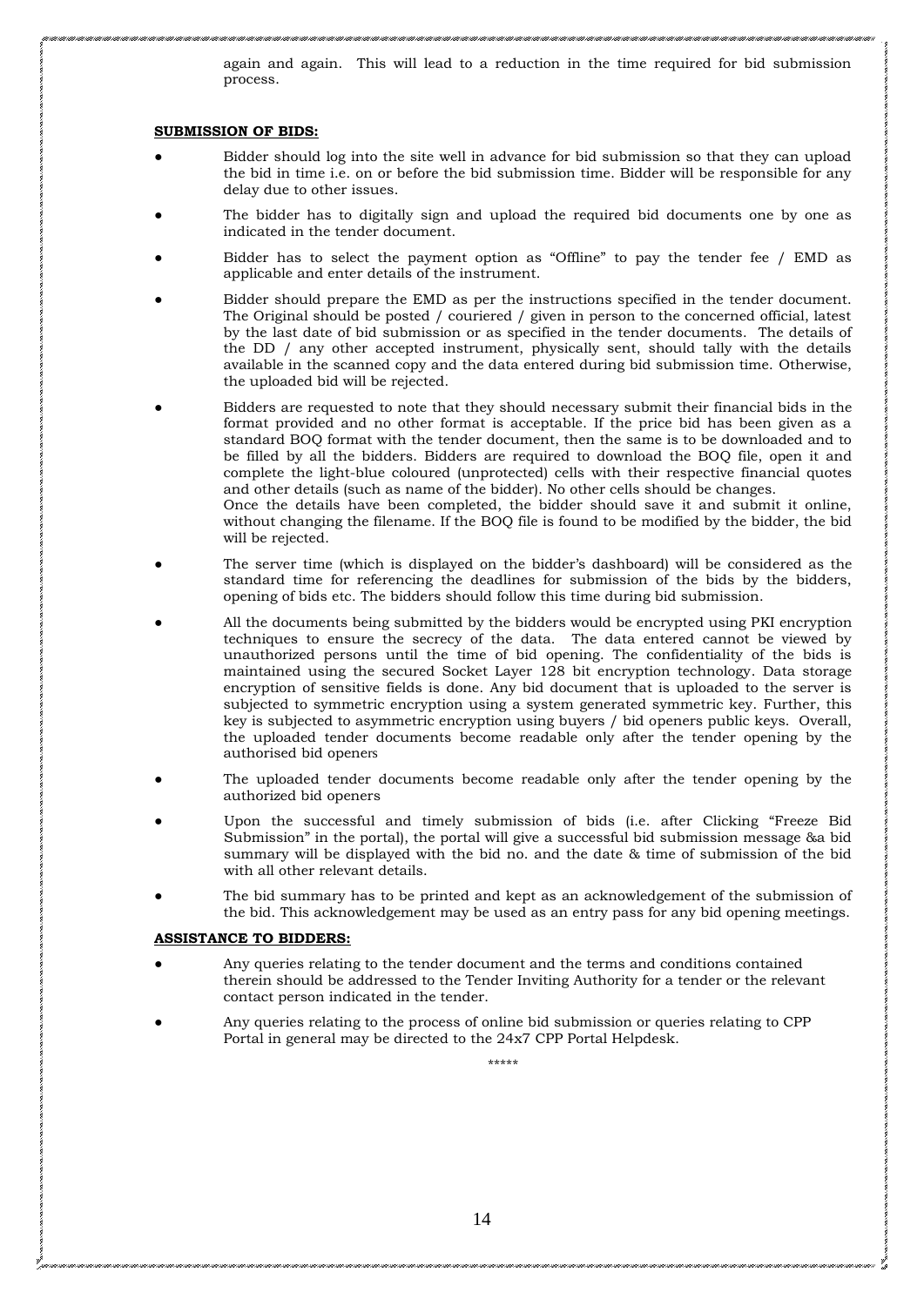again and again. This will lead to a reduction in the time required for bid submission process.

**SUBMISSION OF BIDS:**

- Bidder should log into the site well in advance for bid submission so that they can upload the bid in time i.e. on or before the bid submission time. Bidder will be responsible for any delay due to other issues.
- The bidder has to digitally sign and upload the required bid documents one by one as indicated in the tender document.
- Bidder has to select the payment option as "Offline" to pay the tender fee / EMD as applicable and enter details of the instrument.
- Bidder should prepare the EMD as per the instructions specified in the tender document. The Original should be posted / couriered / given in person to the concerned official, latest by the last date of bid submission or as specified in the tender documents. The details of the DD / any other accepted instrument, physically sent, should tally with the details available in the scanned copy and the data entered during bid submission time. Otherwise, the uploaded bid will be rejected.
- Bidders are requested to note that they should necessary submit their financial bids in the format provided and no other format is acceptable. If the price bid has been given as a standard BOQ format with the tender document, then the same is to be downloaded and to be filled by all the bidders. Bidders are required to download the BOQ file, open it and complete the light-blue coloured (unprotected) cells with their respective financial quotes and other details (such as name of the bidder). No other cells should be changes.  
  Once the details have been completed, the bidder should save it and submit it online, without changing the filename. If the BOQ file is found to be modified by the bidder, the bid will be rejected.
- The server time (which is displayed on the bidder's dashboard) will be considered as the standard time for referencing the deadlines for submission of the bids by the bidders, opening of bids etc. The bidders should follow this time during bid submission.
- All the documents being submitted by the bidders would be encrypted using PKI encryption techniques to ensure the secrecy of the data. The data entered cannot be viewed by unauthorized persons until the time of bid opening. The confidentiality of the bids is maintained using the secured Socket Layer 128 bit encryption technology. Data storage encryption of sensitive fields is done. Any bid document that is uploaded to the server is subjected to symmetric encryption using a system generated symmetric key. Further, this key is subjected to asymmetric encryption using buyers / bid openers public keys. Overall, the uploaded tender documents become readable only after the tender opening by the authorised bid openers
- The uploaded tender documents become readable only after the tender opening by the authorized bid openers
- Upon the successful and timely submission of bids (i.e. after Clicking "Freeze Bid Submission" in the portal), the portal will give a successful bid submission message &a bid summary will be displayed with the bid no. and the date & time of submission of the bid with all other relevant details.
- The bid summary has to be printed and kept as an acknowledgement of the submission of the bid. This acknowledgement may be used as an entry pass for any bid opening meetings.

**ASSISTANCE TO BIDDERS:**

- Any queries relating to the tender document and the terms and conditions contained therein should be addressed to the Tender Inviting Authority for a tender or the relevant contact person indicated in the tender.
- Any queries relating to the process of online bid submission or queries relating to CPP Portal in general may be directed to the 24x7 CPP Portal Helpdesk.

\*\*\*\*\*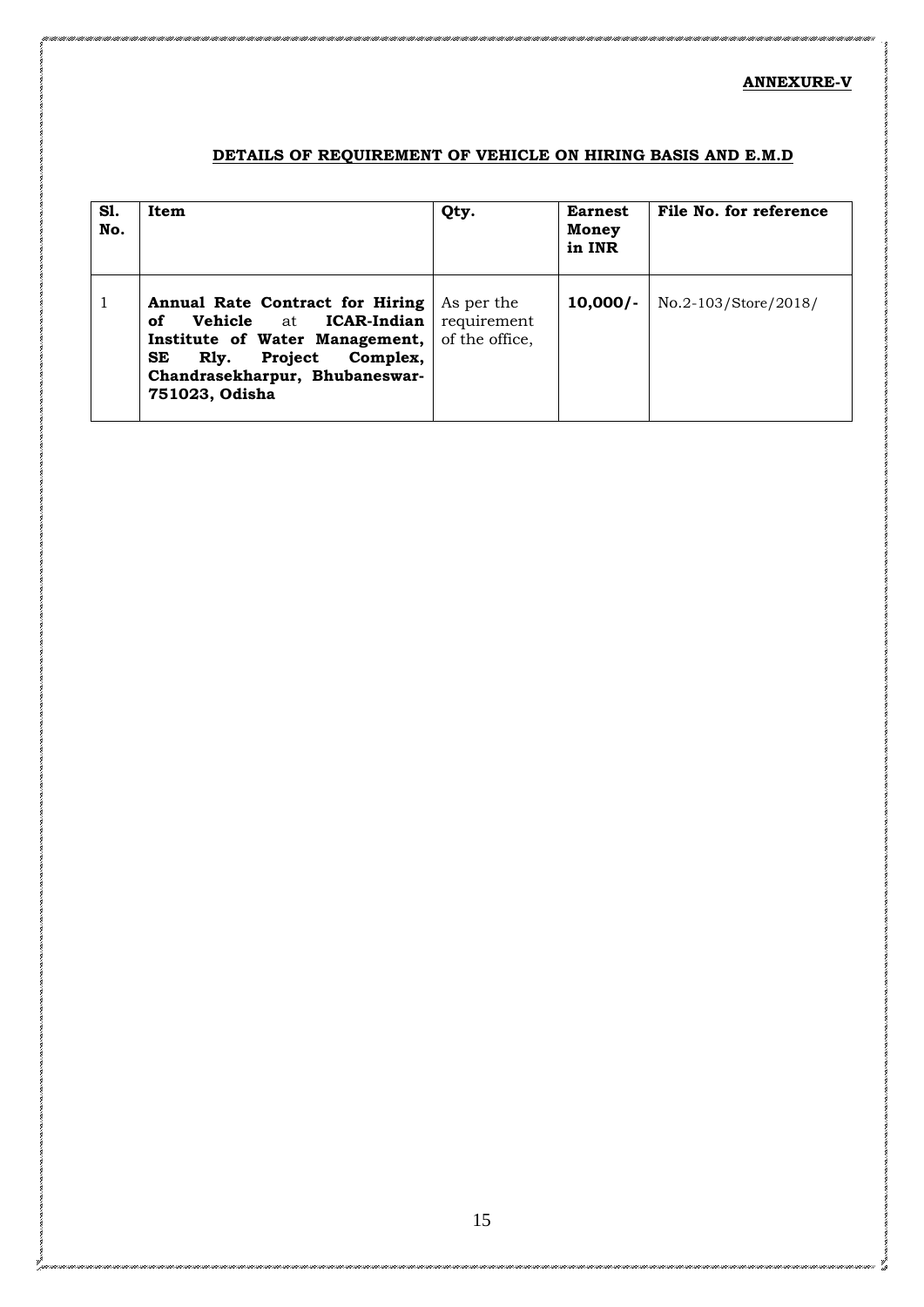**ANNEXURE-V**

## DETAILS OF REQUIREMENT OF VEHICLE ON HIRING BASIS AND E.M.D

| Sl. No. | Item | Qty. | Earnest Money in INR | File No. for reference |
|---|---|---|---|---|
| 1 | **Annual Rate Contract for Hiring of Vehicle** at **ICAR-Indian Institute of Water Management, SE Rly. Project Complex, Chandrasekharpur, Bhubaneswar-751023, Odisha** | As per the requirement of the office, | **10,000/-** | No.2-103/Store/2018/ |